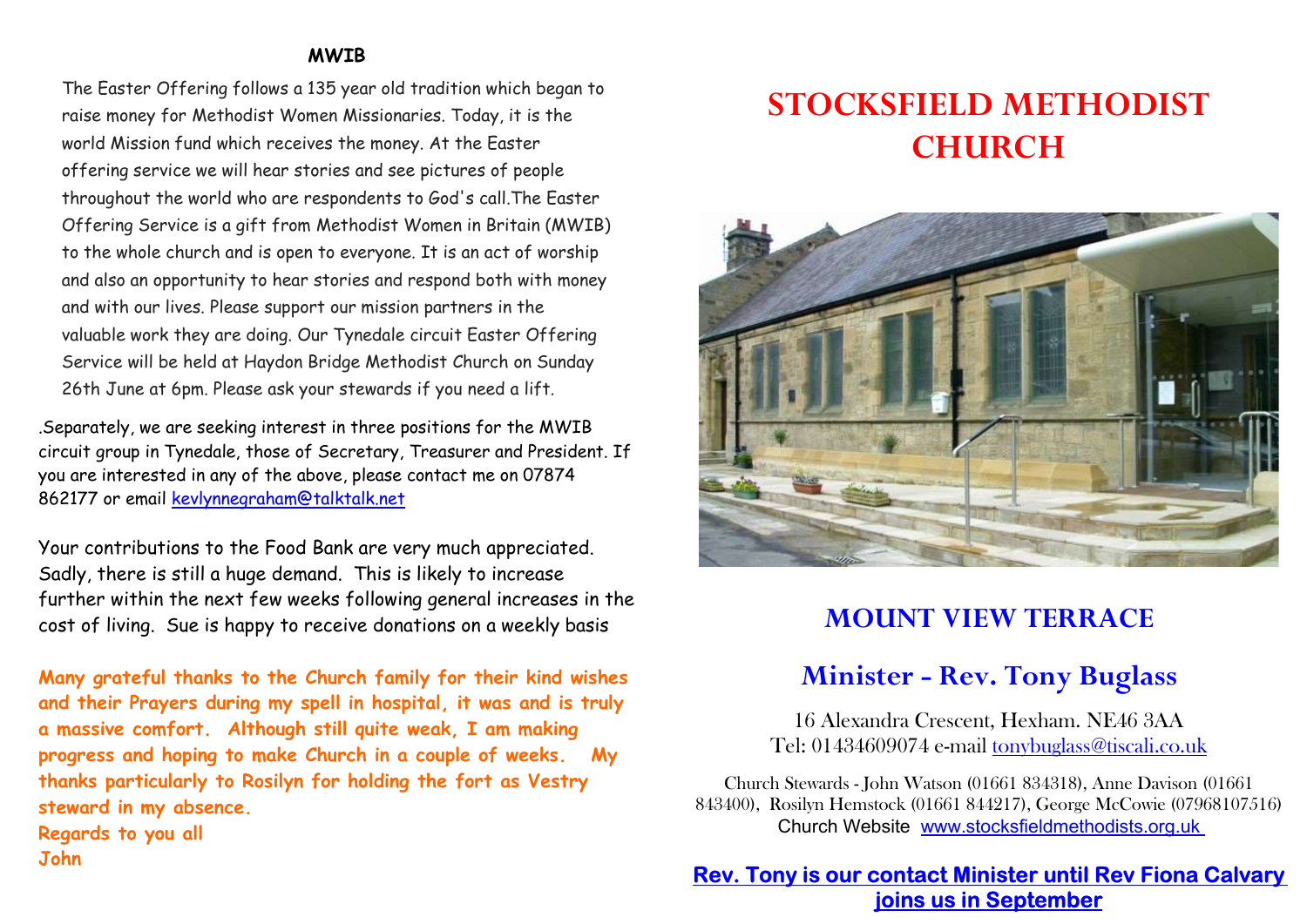**MWIB**

The Easter Offering follows a 135 year old tradition which began to raise money for Methodist Women Missionaries. Today, it is the world Mission fund which receives the money. At the Easter offering service we will hear stories and see pictures of people throughout the world who are respondents to God's call.The Easter Offering Service is a gift from Methodist Women in Britain (MWIB) to the whole church and is open to everyone. It is an act of worship and also an opportunity to hear stories and respond both with money and with our lives. Please support our mission partners in the valuable work they are doing. Our Tynedale circuit Easter Offering Service will be held at Haydon Bridge Methodist Church on Sunday 26th June at 6pm. Please ask your stewards if you need a lift.

.Separately, we are seeking interest in three positions for the MWIB circuit group in Tynedale, those of Secretary, Treasurer and President. If you are interested in any of the above, please contact me on 07874 862177 or email kevlynnegraham@talktalk.net

Your contributions to the Food Bank are very much appreciated. Sadly, there is still a huge demand. This is likely to increase further within the next few weeks following general increases in the cost of living. Sue is happy to receive donations on a weekly basis

**Many grateful thanks to the Church family for their kind wishes and their Prayers during my spell in hospital, it was and is truly a massive comfort. Although still quite weak, I am making progress and hoping to make Church in a couple of weeks. My thanks particularly to Rosilyn for holding the fort as Vestry steward in my absence.**
**Regards to you all**
**John**

# STOCKSFIELD METHODIST CHURCH

## MOUNT VIEW TERRACE

## Minister - Rev. Tony Buglass

16 Alexandra Crescent, Hexham. NE46 3AA
Tel: 01434609074 e-mail tonybuglass@tiscali.co.uk

Church Stewards - John Watson (01661 834318), Anne Davison (01661 843400), Rosilyn Hemstock (01661 844217), George McCowie (07968107516)
Church Website www.stocksfieldmethodists.org.uk

**Rev. Tony is our contact Minister until Rev Fiona Calvary joins us in September**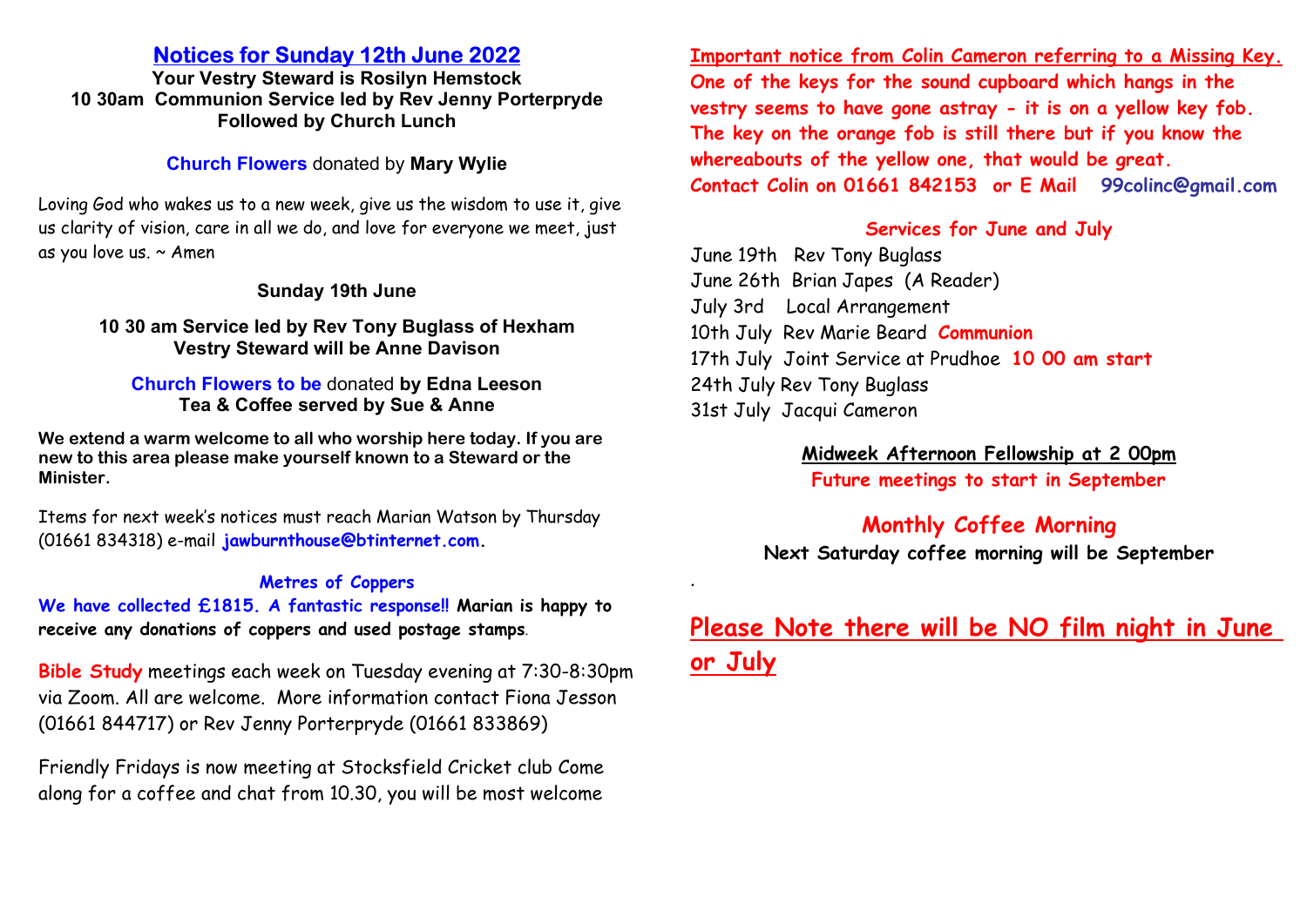## Notices for Sunday 12th June 2022

**Your Vestry Steward is Rosilyn Hemstock**
**10 30am Communion Service led by Rev Jenny Porterpryde**
**Followed by Church Lunch**

**Church Flowers** donated by **Mary Wylie**

Loving God who wakes us to a new week, give us the wisdom to use it, give us clarity of vision, care in all we do, and love for everyone we meet, just as you love us. ~ Amen

### Sunday 19th June

**10 30 am Service led by Rev Tony Buglass of Hexham**
**Vestry Steward will be Anne Davison**

**Church Flowers to be** donated **by Edna Leeson**
**Tea & Coffee served by Sue & Anne**

**We extend a warm welcome to all who worship here today. If you are new to this area please make yourself known to a Steward or the Minister.**

Items for next week's notices must reach Marian Watson by Thursday (01661 834318) e-mail **jawburnthouse@btinternet.com**.

**Metres of Coppers**

**We have collected £1815. A fantastic response!! Marian is happy to receive any donations of coppers and used postage stamps**.

**Bible Study** meetings each week on Tuesday evening at 7:30-8:30pm via Zoom. All are welcome. More information contact Fiona Jesson (01661 844717) or Rev Jenny Porterpryde (01661 833869)

Friendly Fridays is now meeting at Stocksfield Cricket club Come along for a coffee and chat from 10.30, you will be most welcome

**Important notice from Colin Cameron referring to a Missing Key. One of the keys for the sound cupboard which hangs in the vestry seems to have gone astray - it is on a yellow key fob. The key on the orange fob is still there but if you know the whereabouts of the yellow one, that would be great. Contact Colin on 01661 842153 or E Mail 99colinc@gmail.com**

**Services for June and July**

June 19th Rev Tony Buglass
June 26th Brian Japes (A Reader)
July 3rd Local Arrangement
10th July Rev Marie Beard **Communion**
17th July Joint Service at Prudhoe **10 00 am start**
24th July Rev Tony Buglass
31st July Jacqui Cameron

**Midweek Afternoon Fellowship at 2 00pm**
**Future meetings to start in September**

## Monthly Coffee Morning

**Next Saturday coffee morning will be September**

## Please Note there will be NO film night in June or July